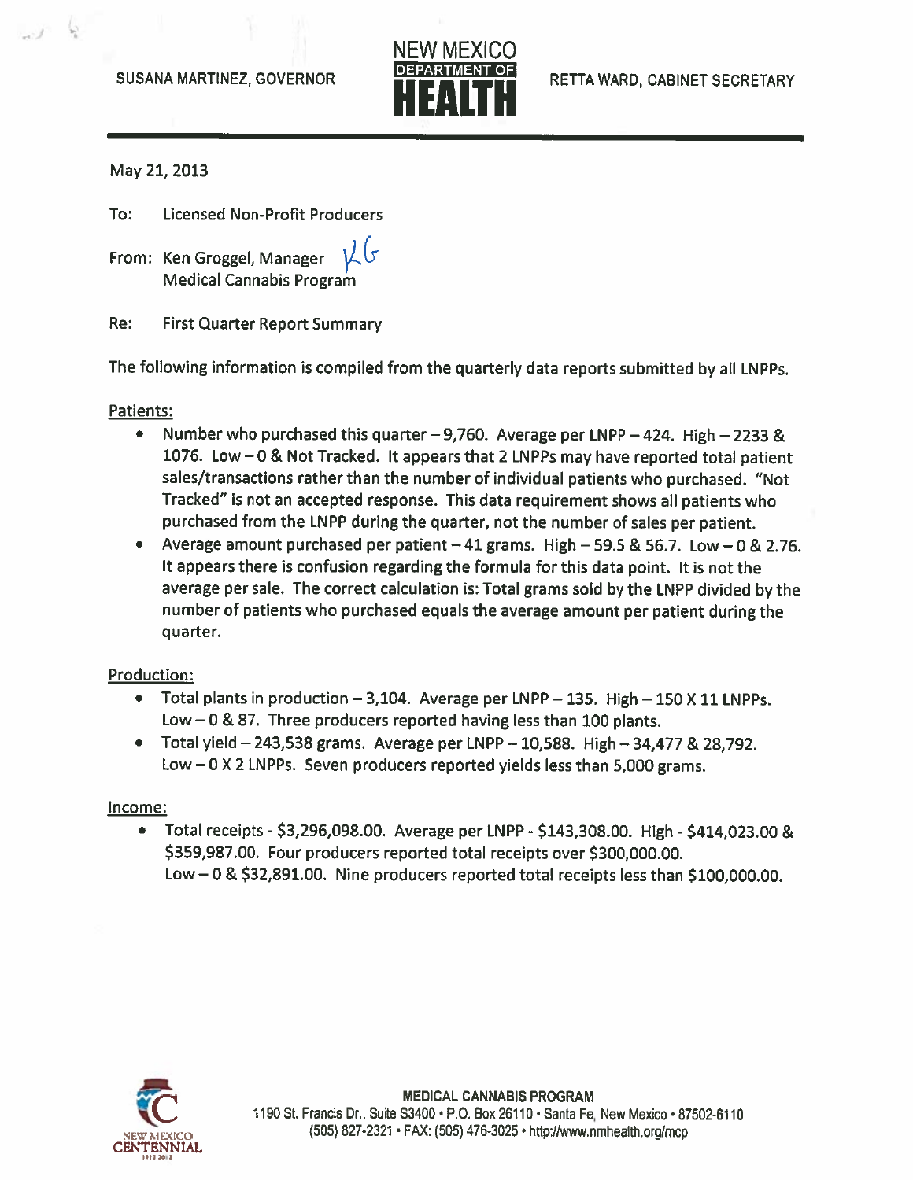SUSANA MARTINEZ, GOVERNOR

NEW MEXICO DEPARTMENT OF HEALTH

RETTA WARD, CABINET SECRETARY

May 21, 2013

To: Licensed Non-Profit Producers

From: Ken Groggel, Manager KG
Medical Cannabis Program

Re: First Quarter Report Summary

The following information is compiled from the quarterly data reports submitted by all LNPPs.

Patients:

- Number who purchased this quarter – 9,760. Average per LNPP – 424. High – 2233 & 1076. Low – 0 & Not Tracked. It appears that 2 LNPPs may have reported total patient sales/transactions rather than the number of individual patients who purchased. "Not Tracked" is not an accepted response. This data requirement shows all patients who purchased from the LNPP during the quarter, not the number of sales per patient.
- Average amount purchased per patient – 41 grams. High – 59.5 & 56.7. Low – 0 & 2.76. It appears there is confusion regarding the formula for this data point. It is not the average per sale. The correct calculation is: Total grams sold by the LNPP divided by the number of patients who purchased equals the average amount per patient during the quarter.

Production:

- Total plants in production – 3,104. Average per LNPP – 135. High – 150 X 11 LNPPs. Low – 0 & 87. Three producers reported having less than 100 plants.
- Total yield – 243,538 grams. Average per LNPP – 10,588. High – 34,477 & 28,792. Low – 0 X 2 LNPPs. Seven producers reported yields less than 5,000 grams.

Income:

- Total receipts - $3,296,098.00. Average per LNPP - $143,308.00. High - $414,023.00 & $359,987.00. Four producers reported total receipts over $300,000.00. Low – 0 & $32,891.00. Nine producers reported total receipts less than $100,000.00.

MEDICAL CANNABIS PROGRAM
1190 St. Francis Dr., Suite S3400 • P.O. Box 26110 • Santa Fe, New Mexico • 87502-6110
(505) 827-2321 • FAX: (505) 476-3025 • http://www.nmhealth.org/mcp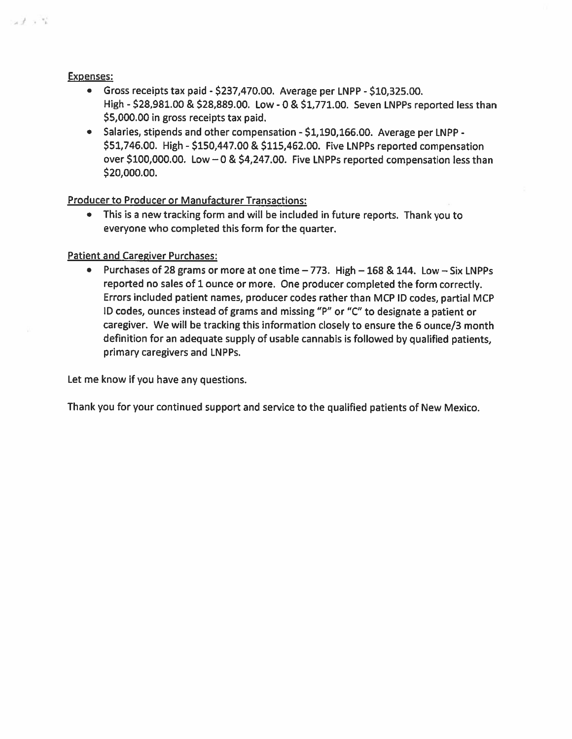<u>Expenses:</u>

- Gross receipts tax paid - $237,470.00. Average per LNPP - $10,325.00. High - $28,981.00 & $28,889.00. Low - 0 & $1,771.00. Seven LNPPs reported less than $5,000.00 in gross receipts tax paid.
- Salaries, stipends and other compensation - $1,190,166.00. Average per LNPP - $51,746.00. High - $150,447.00 & $115,462.00. Five LNPPs reported compensation over $100,000.00. Low – 0 & $4,247.00. Five LNPPs reported compensation less than $20,000.00.

<u>Producer to Producer or Manufacturer Transactions:</u>

- This is a new tracking form and will be included in future reports. Thank you to everyone who completed this form for the quarter.

<u>Patient and Caregiver Purchases:</u>

- Purchases of 28 grams or more at one time – 773. High – 168 & 144. Low – Six LNPPs reported no sales of 1 ounce or more. One producer completed the form correctly. Errors included patient names, producer codes rather than MCP ID codes, partial MCP ID codes, ounces instead of grams and missing "P" or "C" to designate a patient or caregiver. We will be tracking this information closely to ensure the 6 ounce/3 month definition for an adequate supply of usable cannabis is followed by qualified patients, primary caregivers and LNPPs.

Let me know if you have any questions.

Thank you for your continued support and service to the qualified patients of New Mexico.